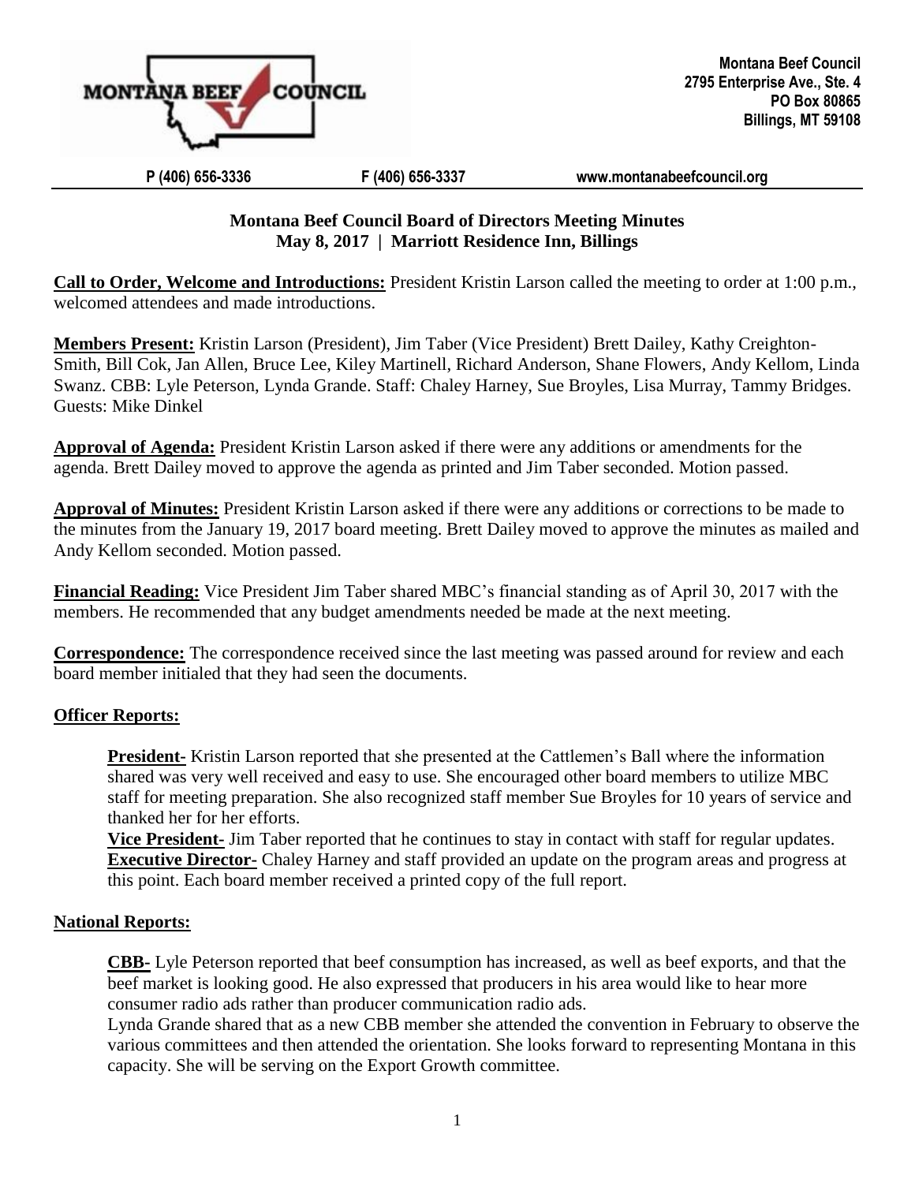**Montana Beef Council**
**2795 Enterprise Ave., Ste. 4**
**PO Box 80865**
**Billings, MT 59108**

**P (406) 656-3336** **F (406) 656-3337** **www.montanabeefcouncil.org**

## Montana Beef Council Board of Directors Meeting Minutes
### May 8, 2017 | Marriott Residence Inn, Billings

**Call to Order, Welcome and Introductions:** President Kristin Larson called the meeting to order at 1:00 p.m., welcomed attendees and made introductions.

**Members Present:** Kristin Larson (President), Jim Taber (Vice President) Brett Dailey, Kathy Creighton-Smith, Bill Cok, Jan Allen, Bruce Lee, Kiley Martinell, Richard Anderson, Shane Flowers, Andy Kellom, Linda Swanz. CBB: Lyle Peterson, Lynda Grande. Staff: Chaley Harney, Sue Broyles, Lisa Murray, Tammy Bridges. Guests: Mike Dinkel

**Approval of Agenda:** President Kristin Larson asked if there were any additions or amendments for the agenda. Brett Dailey moved to approve the agenda as printed and Jim Taber seconded. Motion passed.

**Approval of Minutes:** President Kristin Larson asked if there were any additions or corrections to be made to the minutes from the January 19, 2017 board meeting. Brett Dailey moved to approve the minutes as mailed and Andy Kellom seconded. Motion passed.

**Financial Reading:** Vice President Jim Taber shared MBC's financial standing as of April 30, 2017 with the members. He recommended that any budget amendments needed be made at the next meeting.

**Correspondence:** The correspondence received since the last meeting was passed around for review and each board member initialed that they had seen the documents.

**Officer Reports:**

**President-** Kristin Larson reported that she presented at the Cattlemen's Ball where the information shared was very well received and easy to use. She encouraged other board members to utilize MBC staff for meeting preparation. She also recognized staff member Sue Broyles for 10 years of service and thanked her for her efforts.
**Vice President-** Jim Taber reported that he continues to stay in contact with staff for regular updates.
**Executive Director-** Chaley Harney and staff provided an update on the program areas and progress at this point. Each board member received a printed copy of the full report.

**National Reports:**

**CBB-** Lyle Peterson reported that beef consumption has increased, as well as beef exports, and that the beef market is looking good. He also expressed that producers in his area would like to hear more consumer radio ads rather than producer communication radio ads.
Lynda Grande shared that as a new CBB member she attended the convention in February to observe the various committees and then attended the orientation. She looks forward to representing Montana in this capacity. She will be serving on the Export Growth committee.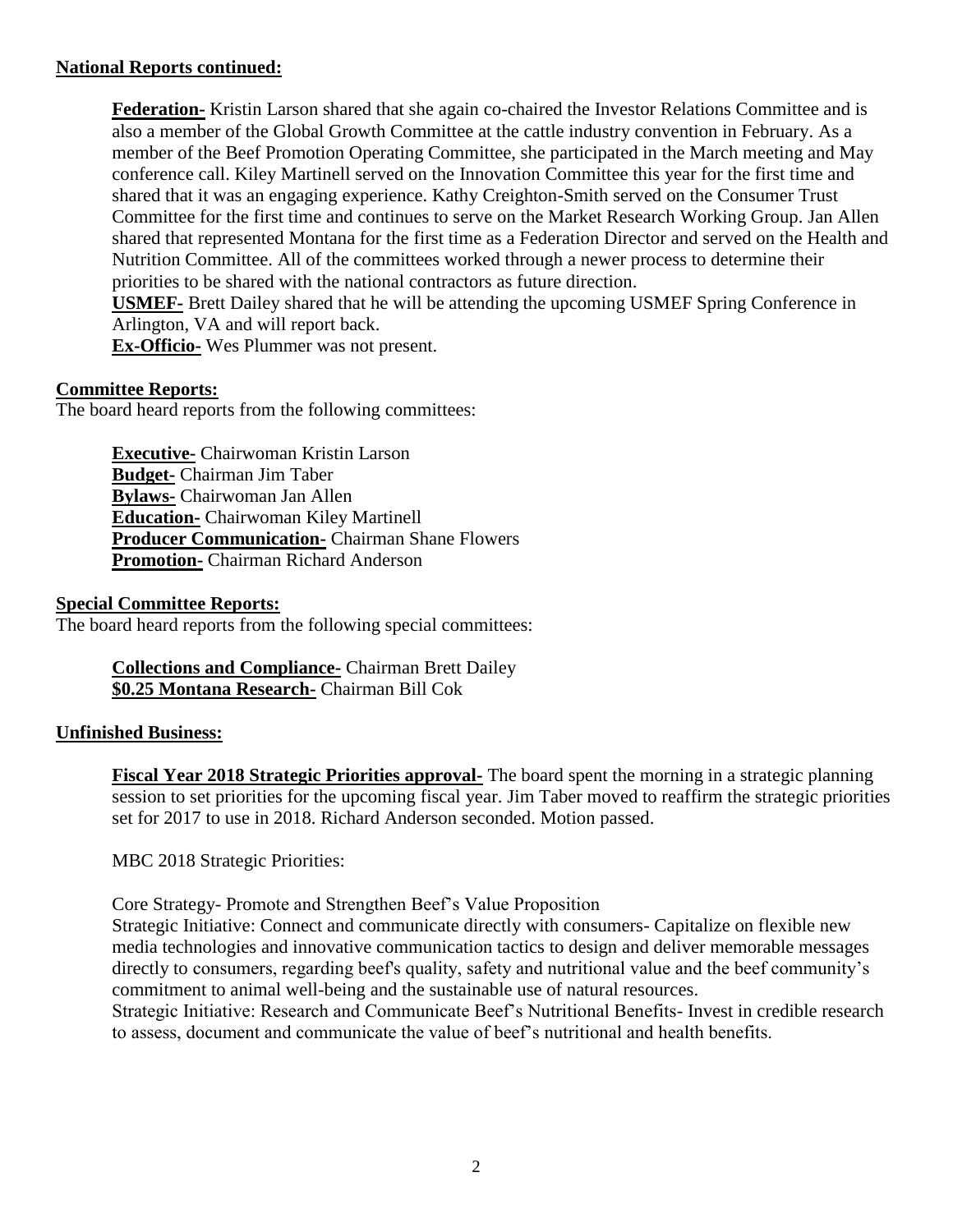**National Reports continued:**

**Federation-** Kristin Larson shared that she again co-chaired the Investor Relations Committee and is also a member of the Global Growth Committee at the cattle industry convention in February. As a member of the Beef Promotion Operating Committee, she participated in the March meeting and May conference call. Kiley Martinell served on the Innovation Committee this year for the first time and shared that it was an engaging experience. Kathy Creighton-Smith served on the Consumer Trust Committee for the first time and continues to serve on the Market Research Working Group. Jan Allen shared that represented Montana for the first time as a Federation Director and served on the Health and Nutrition Committee. All of the committees worked through a newer process to determine their priorities to be shared with the national contractors as future direction.

**USMEF-** Brett Dailey shared that he will be attending the upcoming USMEF Spring Conference in Arlington, VA and will report back.

**Ex-Officio-** Wes Plummer was not present.

**Committee Reports:**

The board heard reports from the following committees:

**Executive-** Chairwoman Kristin Larson
**Budget-** Chairman Jim Taber
**Bylaws-** Chairwoman Jan Allen
**Education-** Chairwoman Kiley Martinell
**Producer Communication-** Chairman Shane Flowers
**Promotion-** Chairman Richard Anderson

**Special Committee Reports:**

The board heard reports from the following special committees:

**Collections and Compliance-** Chairman Brett Dailey
**$0.25 Montana Research-** Chairman Bill Cok

**Unfinished Business:**

**Fiscal Year 2018 Strategic Priorities approval-** The board spent the morning in a strategic planning session to set priorities for the upcoming fiscal year. Jim Taber moved to reaffirm the strategic priorities set for 2017 to use in 2018. Richard Anderson seconded. Motion passed.

MBC 2018 Strategic Priorities:

Core Strategy- Promote and Strengthen Beef's Value Proposition

Strategic Initiative: Connect and communicate directly with consumers- Capitalize on flexible new media technologies and innovative communication tactics to design and deliver memorable messages directly to consumers, regarding beef's quality, safety and nutritional value and the beef community's commitment to animal well-being and the sustainable use of natural resources.

Strategic Initiative: Research and Communicate Beef's Nutritional Benefits- Invest in credible research to assess, document and communicate the value of beef's nutritional and health benefits.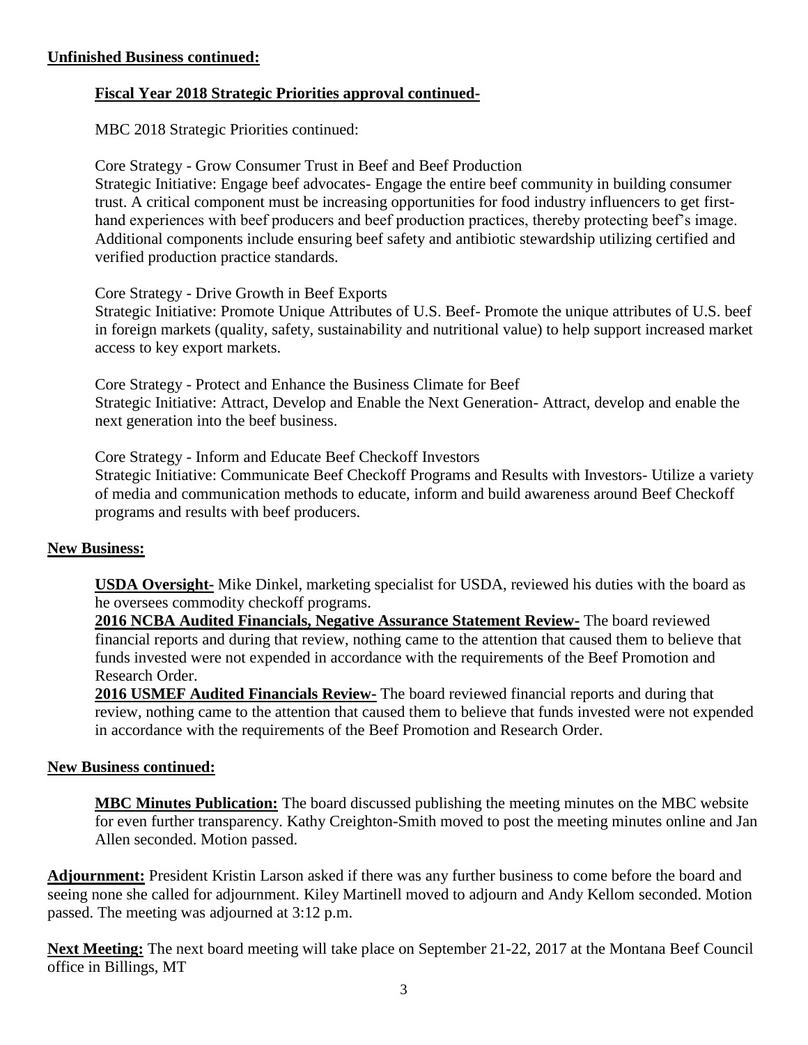**Unfinished Business continued:**

**Fiscal Year 2018 Strategic Priorities approval continued-**

MBC 2018 Strategic Priorities continued:

Core Strategy - Grow Consumer Trust in Beef and Beef Production
Strategic Initiative: Engage beef advocates- Engage the entire beef community in building consumer trust. A critical component must be increasing opportunities for food industry influencers to get first-hand experiences with beef producers and beef production practices, thereby protecting beef's image. Additional components include ensuring beef safety and antibiotic stewardship utilizing certified and verified production practice standards.

Core Strategy - Drive Growth in Beef Exports
Strategic Initiative: Promote Unique Attributes of U.S. Beef- Promote the unique attributes of U.S. beef in foreign markets (quality, safety, sustainability and nutritional value) to help support increased market access to key export markets.

Core Strategy - Protect and Enhance the Business Climate for Beef
Strategic Initiative: Attract, Develop and Enable the Next Generation- Attract, develop and enable the next generation into the beef business.

Core Strategy - Inform and Educate Beef Checkoff Investors
Strategic Initiative: Communicate Beef Checkoff Programs and Results with Investors- Utilize a variety of media and communication methods to educate, inform and build awareness around Beef Checkoff programs and results with beef producers.

**New Business:**

**USDA Oversight-** Mike Dinkel, marketing specialist for USDA, reviewed his duties with the board as he oversees commodity checkoff programs.
**2016 NCBA Audited Financials, Negative Assurance Statement Review-** The board reviewed financial reports and during that review, nothing came to the attention that caused them to believe that funds invested were not expended in accordance with the requirements of the Beef Promotion and Research Order.
**2016 USMEF Audited Financials Review-** The board reviewed financial reports and during that review, nothing came to the attention that caused them to believe that funds invested were not expended in accordance with the requirements of the Beef Promotion and Research Order.

**New Business continued:**

**MBC Minutes Publication:** The board discussed publishing the meeting minutes on the MBC website for even further transparency. Kathy Creighton-Smith moved to post the meeting minutes online and Jan Allen seconded. Motion passed.

**Adjournment:** President Kristin Larson asked if there was any further business to come before the board and seeing none she called for adjournment. Kiley Martinell moved to adjourn and Andy Kellom seconded. Motion passed. The meeting was adjourned at 3:12 p.m.

**Next Meeting:** The next board meeting will take place on September 21-22, 2017 at the Montana Beef Council office in Billings, MT